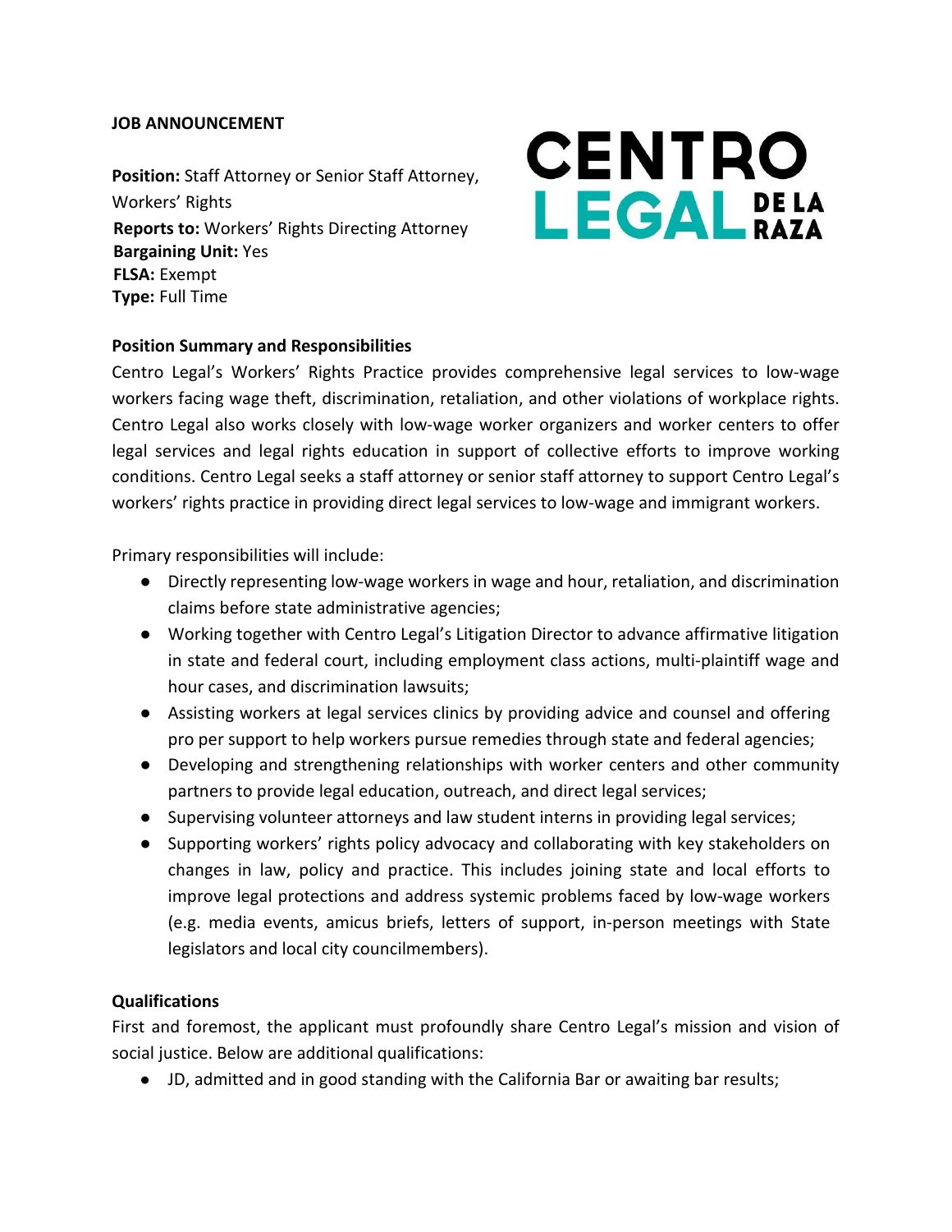**JOB ANNOUNCEMENT**

CENTRO LEGAL DE LA RAZA

**Position:** Staff Attorney or Senior Staff Attorney, Workers' Rights
**Reports to:** Workers' Rights Directing Attorney
**Bargaining Unit:** Yes
**FLSA:** Exempt
**Type:** Full Time

**Position Summary and Responsibilities**

Centro Legal's Workers' Rights Practice provides comprehensive legal services to low-wage workers facing wage theft, discrimination, retaliation, and other violations of workplace rights. Centro Legal also works closely with low-wage worker organizers and worker centers to offer legal services and legal rights education in support of collective efforts to improve working conditions. Centro Legal seeks a staff attorney or senior staff attorney to support Centro Legal's workers' rights practice in providing direct legal services to low-wage and immigrant workers.

Primary responsibilities will include:

- Directly representing low-wage workers in wage and hour, retaliation, and discrimination claims before state administrative agencies;
- Working together with Centro Legal's Litigation Director to advance affirmative litigation in state and federal court, including employment class actions, multi-plaintiff wage and hour cases, and discrimination lawsuits;
- Assisting workers at legal services clinics by providing advice and counsel and offering pro per support to help workers pursue remedies through state and federal agencies;
- Developing and strengthening relationships with worker centers and other community partners to provide legal education, outreach, and direct legal services;
- Supervising volunteer attorneys and law student interns in providing legal services;
- Supporting workers' rights policy advocacy and collaborating with key stakeholders on changes in law, policy and practice. This includes joining state and local efforts to improve legal protections and address systemic problems faced by low-wage workers (e.g. media events, amicus briefs, letters of support, in-person meetings with State legislators and local city councilmembers).

**Qualifications**

First and foremost, the applicant must profoundly share Centro Legal's mission and vision of social justice. Below are additional qualifications:

- JD, admitted and in good standing with the California Bar or awaiting bar results;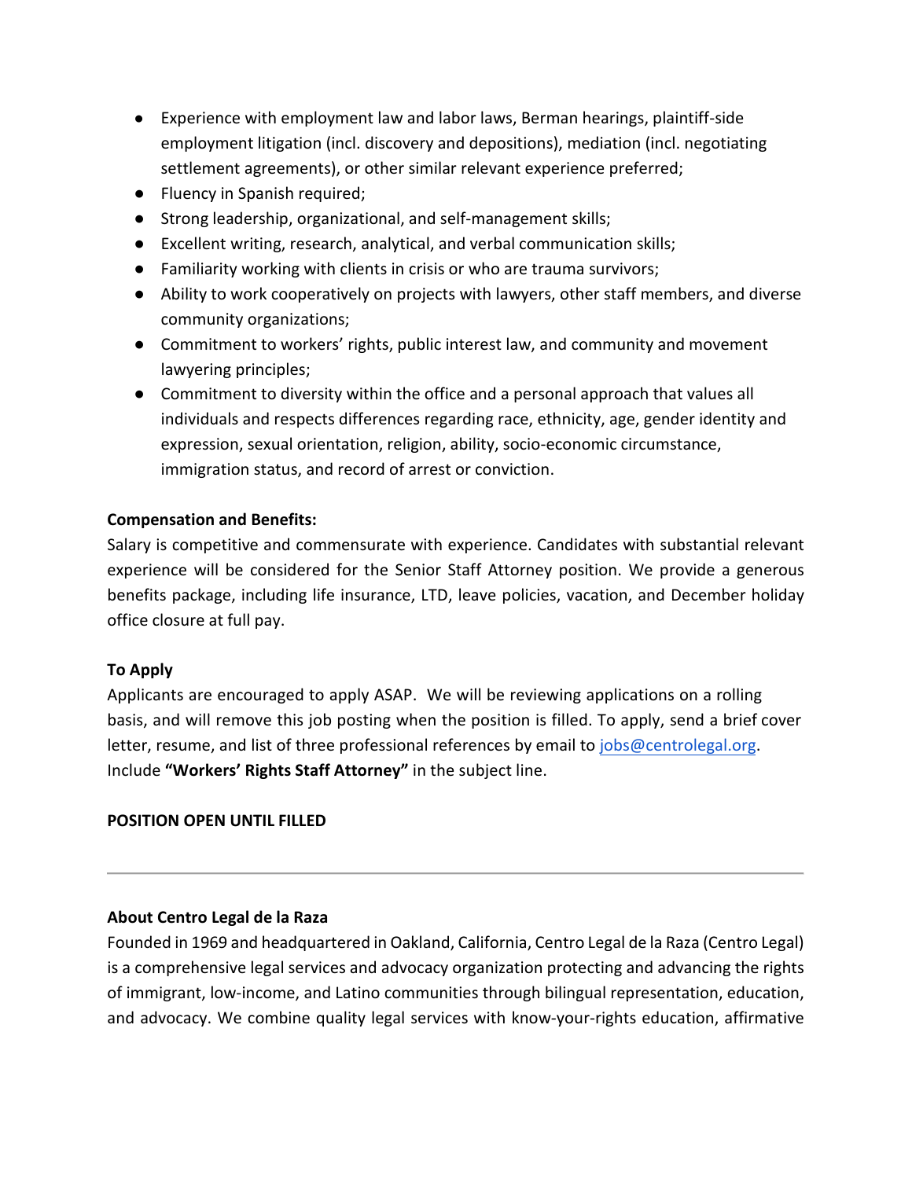- Experience with employment law and labor laws, Berman hearings, plaintiff-side employment litigation (incl. discovery and depositions), mediation (incl. negotiating settlement agreements), or other similar relevant experience preferred;
- Fluency in Spanish required;
- Strong leadership, organizational, and self-management skills;
- Excellent writing, research, analytical, and verbal communication skills;
- Familiarity working with clients in crisis or who are trauma survivors;
- Ability to work cooperatively on projects with lawyers, other staff members, and diverse community organizations;
- Commitment to workers' rights, public interest law, and community and movement lawyering principles;
- Commitment to diversity within the office and a personal approach that values all individuals and respects differences regarding race, ethnicity, age, gender identity and expression, sexual orientation, religion, ability, socio-economic circumstance, immigration status, and record of arrest or conviction.

**Compensation and Benefits:**

Salary is competitive and commensurate with experience. Candidates with substantial relevant experience will be considered for the Senior Staff Attorney position. We provide a generous benefits package, including life insurance, LTD, leave policies, vacation, and December holiday office closure at full pay.

**To Apply**

Applicants are encouraged to apply ASAP. We will be reviewing applications on a rolling basis, and will remove this job posting when the position is filled. To apply, send a brief cover letter, resume, and list of three professional references by email to jobs@centrolegal.org. Include **"Workers' Rights Staff Attorney"** in the subject line.

**POSITION OPEN UNTIL FILLED**

---

**About Centro Legal de la Raza**

Founded in 1969 and headquartered in Oakland, California, Centro Legal de la Raza (Centro Legal) is a comprehensive legal services and advocacy organization protecting and advancing the rights of immigrant, low-income, and Latino communities through bilingual representation, education, and advocacy. We combine quality legal services with know-your-rights education, affirmative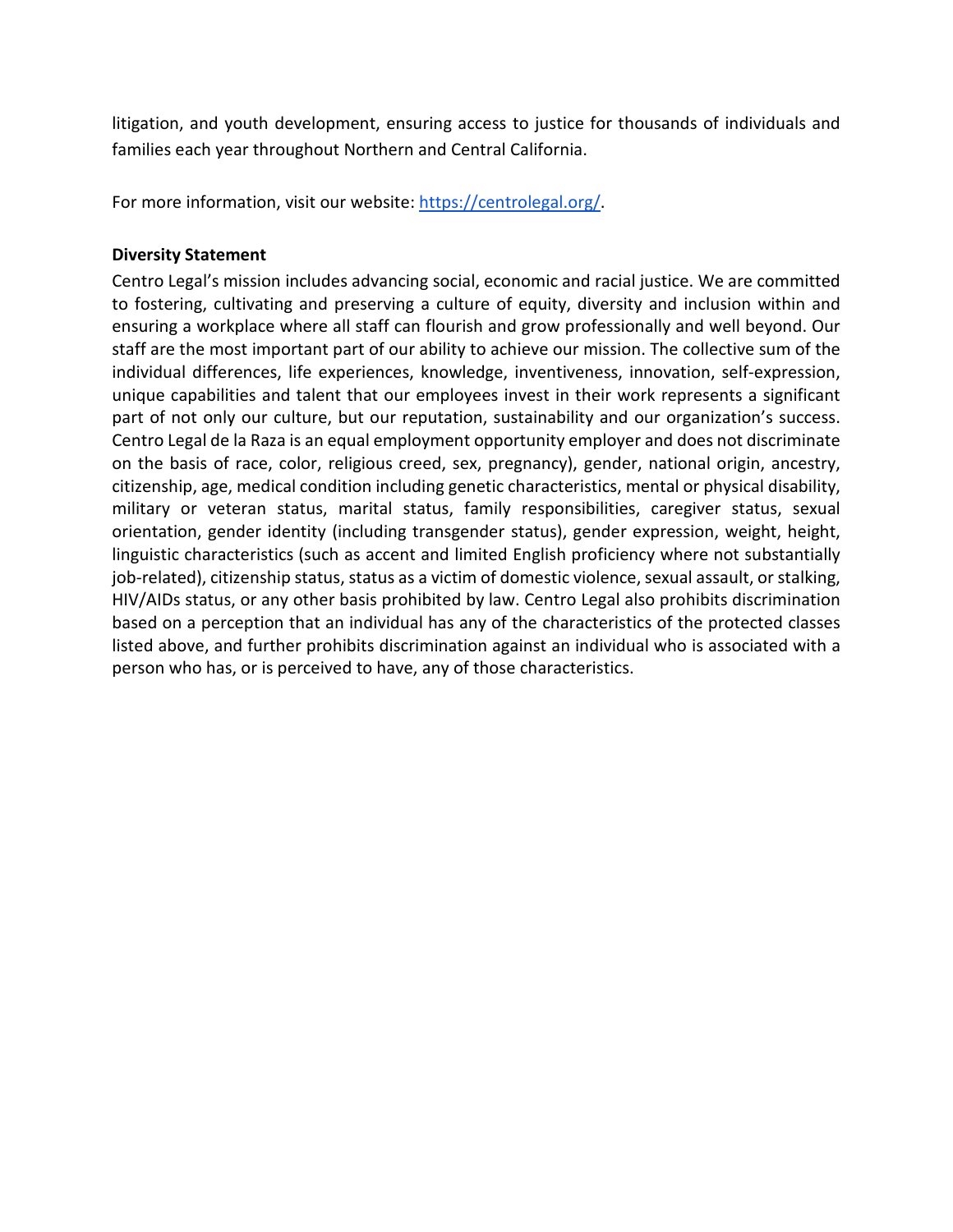litigation, and youth development, ensuring access to justice for thousands of individuals and families each year throughout Northern and Central California.

For more information, visit our website: [https://centrolegal.org/](https://centrolegal.org/).

**Diversity Statement**

Centro Legal's mission includes advancing social, economic and racial justice. We are committed to fostering, cultivating and preserving a culture of equity, diversity and inclusion within and ensuring a workplace where all staff can flourish and grow professionally and well beyond. Our staff are the most important part of our ability to achieve our mission. The collective sum of the individual differences, life experiences, knowledge, inventiveness, innovation, self-expression, unique capabilities and talent that our employees invest in their work represents a significant part of not only our culture, but our reputation, sustainability and our organization's success. Centro Legal de la Raza is an equal employment opportunity employer and does not discriminate on the basis of race, color, religious creed, sex, pregnancy), gender, national origin, ancestry, citizenship, age, medical condition including genetic characteristics, mental or physical disability, military or veteran status, marital status, family responsibilities, caregiver status, sexual orientation, gender identity (including transgender status), gender expression, weight, height, linguistic characteristics (such as accent and limited English proficiency where not substantially job-related), citizenship status, status as a victim of domestic violence, sexual assault, or stalking, HIV/AIDs status, or any other basis prohibited by law. Centro Legal also prohibits discrimination based on a perception that an individual has any of the characteristics of the protected classes listed above, and further prohibits discrimination against an individual who is associated with a person who has, or is perceived to have, any of those characteristics.